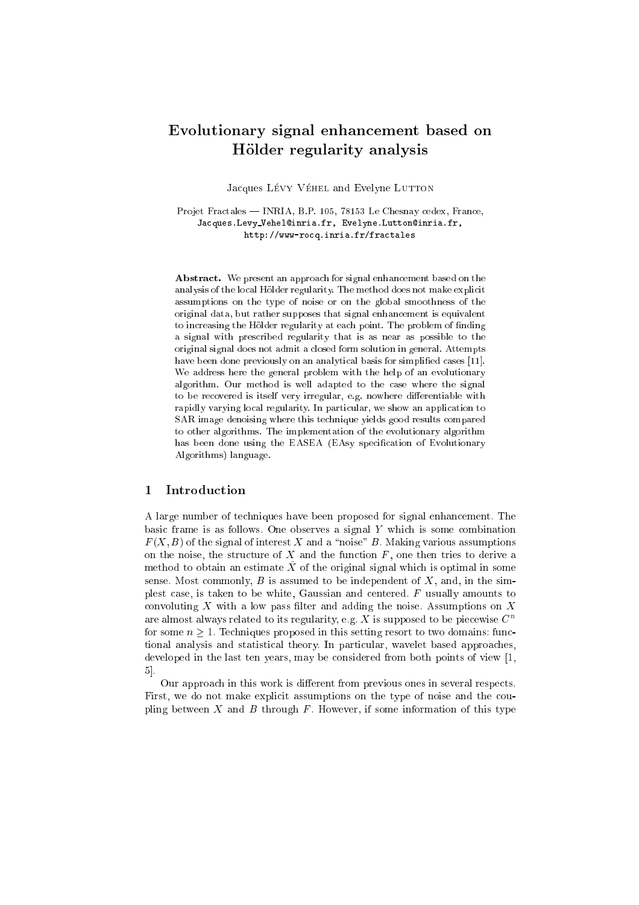// Evolutionary signal enhancement based on Hölder regularity analysis

Jacques Lévy Véhel and Evelyne Lutton

Projet Fractales — INRIA, B.P. 105, 78153 Le Chesnay cedex, France,
Jacques.Levy_Vehel@inria.fr, Evelyne.Lutton@inria.fr,
http://www-rocq.inria.fr/fractales

**Abstract.** We present an approach for signal enhancement based on the analysis of the local Hölder regularity. The method does not make explicit assumptions on the type of noise or on the global smoothness of the original data, but rather supposes that signal enhancement is equivalent to increasing the Hölder regularity at each point. The problem of finding a signal with prescribed regularity that is as near as possible to the original signal does not admit a closed form solution in general. Attempts have been done previously on an analytical basis for simplified cases [11]. We address here the general problem with the help of an evolutionary algorithm. Our method is well adapted to the case where the signal to be recovered is itself very irregular, e.g. nowhere differentiable with rapidly varying local regularity. In particular, we show an application to SAR image denoising where this technique yields good results compared to other algorithms. The implementation of the evolutionary algorithm has been done using the EASEA (EAsy specification of Evolutionary Algorithms) language.

## 1 Introduction

A large number of techniques have been proposed for signal enhancement. The basic frame is as follows. One observes a signal $Y$ which is some combination $F(X, B)$ of the signal of interest $X$ and a "noise" $B$. Making various assumptions on the noise, the structure of $X$ and the function $F$, one then tries to derive a method to obtain an estimate $\hat{X}$ of the original signal which is optimal in some sense. Most commonly, $B$ is assumed to be independent of $X$, and, in the simplest case, is taken to be white, Gaussian and centered. $F$ usually amounts to convoluting $X$ with a low pass filter and adding the noise. Assumptions on $X$ are almost always related to its regularity, e.g. $X$ is supposed to be piecewise $C^n$ for some $n \geq 1$. Techniques proposed in this setting resort to two domains: functional analysis and statistical theory. In particular, wavelet based approaches, developed in the last ten years, may be considered from both points of view [1, 5].

Our approach in this work is different from previous ones in several respects. First, we do not make explicit assumptions on the type of noise and the coupling between $X$ and $B$ through $F$. However, if some information of this type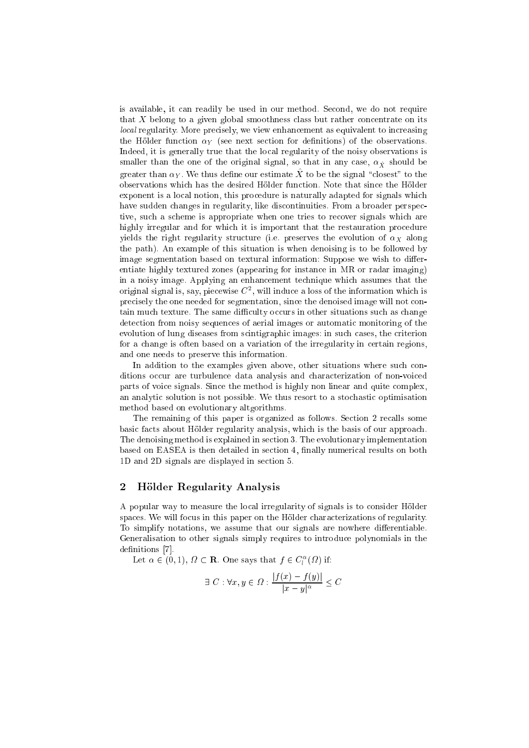is available, it can readily be used in our method. Second, we do not require that $X$ belong to a given global smoothness class but rather concentrate on its *local* regularity. More precisely, we view enhancement as equivalent to increasing the Hölder function $\alpha_Y$ (see next section for definitions) of the observations. Indeed, it is generally true that the local regularity of the noisy observations is smaller than the one of the original signal, so that in any case, $\alpha_{\hat{X}}$ should be greater than $\alpha_Y$. We thus define our estimate $\hat{X}$ to be the signal "closest" to the observations which has the desired Hölder function. Note that since the Hölder exponent is a local notion, this procedure is naturally adapted for signals which have sudden changes in regularity, like discontinuities. From a broader perspective, such a scheme is appropriate when one tries to recover signals which are highly irregular and for which it is important that the restauration procedure yields the right regularity structure (i.e. preserves the evolution of $\alpha_X$ along the path). An example of this situation is when denoising is to be followed by image segmentation based on textural information: Suppose we wish to differentiate highly textured zones (appearing for instance in MR or radar imaging) in a noisy image. Applying an enhancement technique which assumes that the original signal is, say, piecewise $C^2$, will induce a loss of the information which is precisely the one needed for segmentation, since the denoised image will not contain much texture. The same difficulty occurs in other situations such as change detection from noisy sequences of aerial images or automatic monitoring of the evolution of lung diseases from scintigraphic images: in such cases, the criterion for a change is often based on a variation of the irregularity in certain regions, and one needs to preserve this information.

In addition to the examples given above, other situations where such conditions occur are turbulence data analysis and characterization of non-voiced parts of voice signals. Since the method is highly non linear and quite complex, an analytic solution is not possible. We thus resort to a stochastic optimisation method based on evolutionary altgorithms.

The remaining of this paper is organized as follows. Section 2 recalls some basic facts about Hölder regularity analysis, which is the basis of our approach. The denoising method is explained in section 3. The evolutionary implementation based on EASEA is then detailed in section 4, finally numerical results on both 1D and 2D signals are displayed in section 5.

## 2 Hölder Regularity Analysis

A popular way to measure the local irregularity of signals is to consider Hölder spaces. We will focus in this paper on the Hölder characterizations of regularity. To simplify notations, we assume that our signals are nowhere differentiable. Generalisation to other signals simply requires to introduce polynomials in the definitions [7].

Let $\alpha \in (0,1)$, $\Omega \subset \mathbf{R}$. One says that $f \in C_l^\alpha(\Omega)$ if:

$$\exists\ C : \forall x, y \in \Omega : \frac{|f(x) - f(y)|}{|x - y|^\alpha} \leq C$$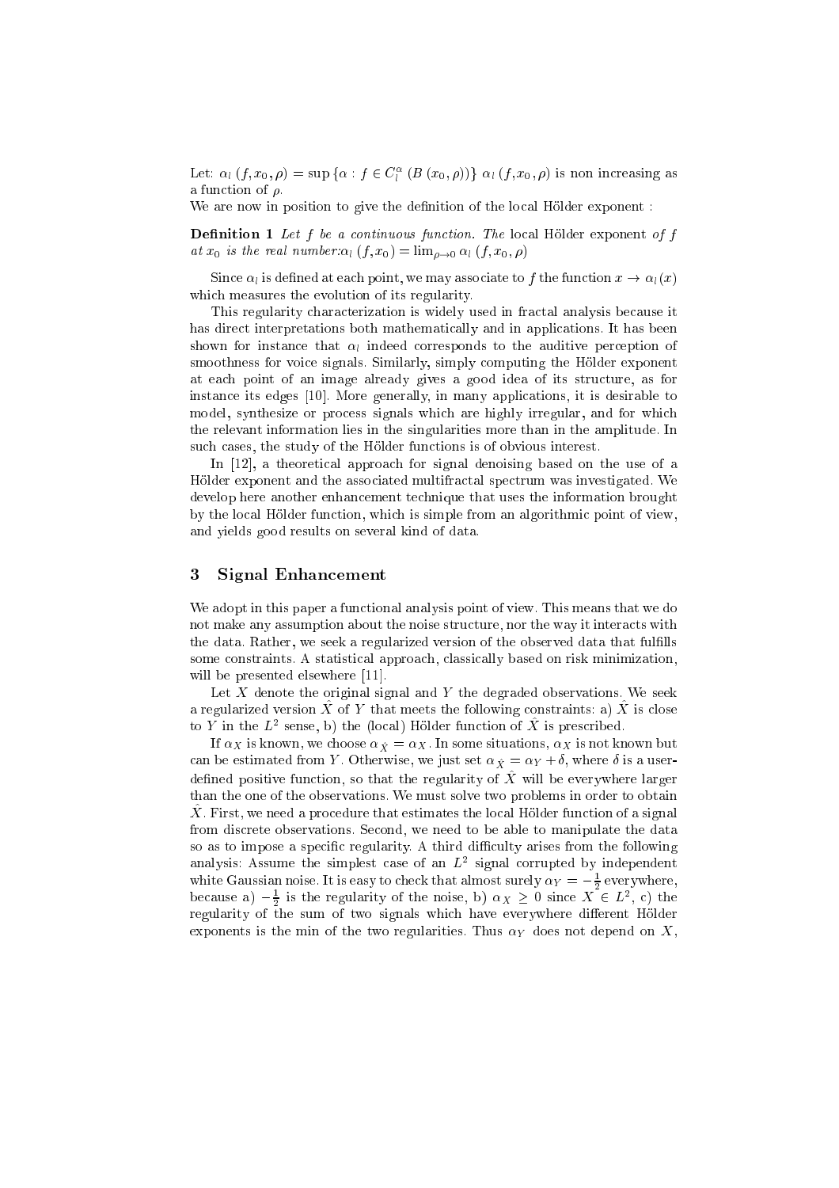Let: $\alpha_l(f, x_0, \rho) = \sup\{\alpha : f \in C_l^\alpha(B(x_0, \rho))\}$ $\alpha_l(f, x_0, \rho)$ is non increasing as a function of $\rho$.

We are now in position to give the definition of the local Hölder exponent :

**Definition 1** *Let $f$ be a continuous function. The* local Hölder exponent *of $f$ at $x_0$ is the real number:*$\alpha_l(f, x_0) = \lim_{\rho \to 0} \alpha_l(f, x_0, \rho)$

Since $\alpha_l$ is defined at each point, we may associate to $f$ the function $x \to \alpha_l(x)$ which measures the evolution of its regularity.

This regularity characterization is widely used in fractal analysis because it has direct interpretations both mathematically and in applications. It has been shown for instance that $\alpha_l$ indeed corresponds to the auditive perception of smoothness for voice signals. Similarly, simply computing the Hölder exponent at each point of an image already gives a good idea of its structure, as for instance its edges [10]. More generally, in many applications, it is desirable to model, synthesize or process signals which are highly irregular, and for which the relevant information lies in the singularities more than in the amplitude. In such cases, the study of the Hölder functions is of obvious interest.

In [12], a theoretical approach for signal denoising based on the use of a Hölder exponent and the associated multifractal spectrum was investigated. We develop here another enhancement technique that uses the information brought by the local Hölder function, which is simple from an algorithmic point of view, and yields good results on several kind of data.

## 3 Signal Enhancement

We adopt in this paper a functional analysis point of view. This means that we do not make any assumption about the noise structure, nor the way it interacts with the data. Rather, we seek a regularized version of the observed data that fulfills some constraints. A statistical approach, classically based on risk minimization, will be presented elsewhere [11].

Let $X$ denote the original signal and $Y$ the degraded observations. We seek a regularized version $\hat{X}$ of $Y$ that meets the following constraints: a) $\hat{X}$ is close to $Y$ in the $L^2$ sense, b) the (local) Hölder function of $\hat{X}$ is prescribed.

If $\alpha_X$ is known, we choose $\alpha_{\hat{X}} = \alpha_X$. In some situations, $\alpha_X$ is not known but can be estimated from $Y$. Otherwise, we just set $\alpha_{\hat{X}} = \alpha_Y + \delta$, where $\delta$ is a user-defined positive function, so that the regularity of $\hat{X}$ will be everywhere larger than the one of the observations. We must solve two problems in order to obtain $\hat{X}$. First, we need a procedure that estimates the local Hölder function of a signal from discrete observations. Second, we need to be able to manipulate the data so as to impose a specific regularity. A third difficulty arises from the following analysis: Assume the simplest case of an $L^2$ signal corrupted by independent white Gaussian noise. It is easy to check that almost surely $\alpha_Y = -\frac{1}{2}$ everywhere, because a) $-\frac{1}{2}$ is the regularity of the noise, b) $\alpha_X \geq 0$ since $X \in L^2$, c) the regularity of the sum of two signals which have everywhere different Hölder exponents is the min of the two regularities. Thus $\alpha_Y$ does not depend on $X$,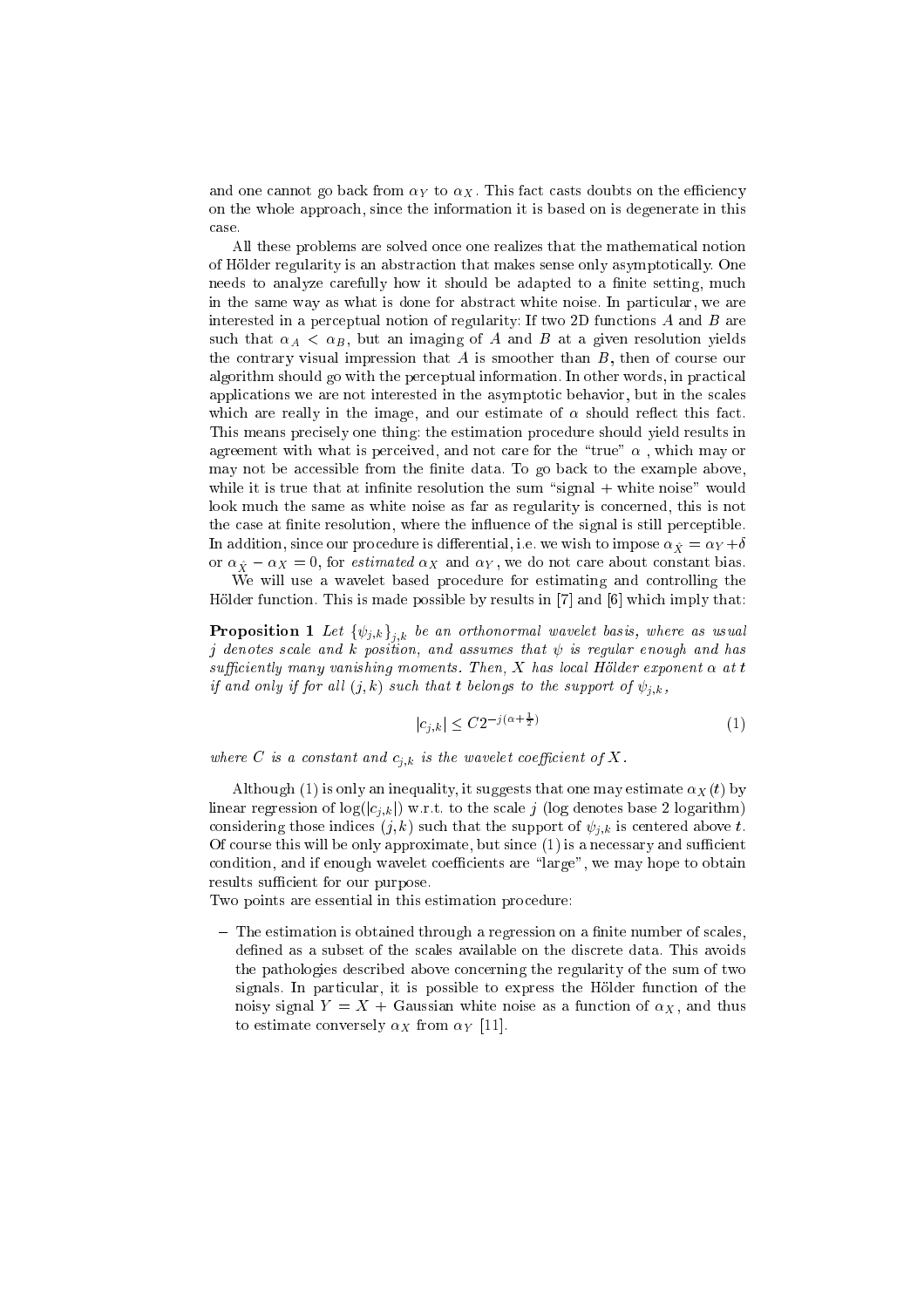and one cannot go back from $\alpha_Y$ to $\alpha_X$. This fact casts doubts on the efficiency on the whole approach, since the information it is based on is degenerate in this case.

All these problems are solved once one realizes that the mathematical notion of Hölder regularity is an abstraction that makes sense only asymptotically. One needs to analyze carefully how it should be adapted to a finite setting, much in the same way as what is done for abstract white noise. In particular, we are interested in a perceptual notion of regularity: If two 2D functions $A$ and $B$ are such that $\alpha_A < \alpha_B$, but an imaging of $A$ and $B$ at a given resolution yields the contrary visual impression that $A$ is smoother than $B$, then of course our algorithm should go with the perceptual information. In other words, in practical applications we are not interested in the asymptotic behavior, but in the scales which are really in the image, and our estimate of $\alpha$ should reflect this fact. This means precisely one thing: the estimation procedure should yield results in agreement with what is perceived, and not care for the "true" $\alpha$ , which may or may not be accessible from the finite data. To go back to the example above, while it is true that at infinite resolution the sum "signal + white noise" would look much the same as white noise as far as regularity is concerned, this is not the case at finite resolution, where the influence of the signal is still perceptible. In addition, since our procedure is differential, i.e. we wish to impose $\alpha_{\hat{X}} = \alpha_Y + \delta$ or $\alpha_{\hat{X}} - \alpha_X = 0$, for *estimated* $\alpha_X$ and $\alpha_Y$, we do not care about constant bias.

We will use a wavelet based procedure for estimating and controlling the Hölder function. This is made possible by results in [7] and [6] which imply that:

**Proposition 1** *Let $\{\psi_{j,k}\}_{j,k}$ be an orthonormal wavelet basis, where as usual $j$ denotes scale and $k$ position, and assumes that $\psi$ is regular enough and has sufficiently many vanishing moments. Then, $X$ has local Hölder exponent $\alpha$ at $t$ if and only if for all $(j,k)$ such that $t$ belongs to the support of $\psi_{j,k}$,*

$$|c_{j,k}| \leq C 2^{-j(\alpha + \frac{1}{2})} \tag{1}$$

*where $C$ is a constant and $c_{j,k}$ is the wavelet coefficient of $X$.*

Although (1) is only an inequality, it suggests that one may estimate $\alpha_X(t)$ by linear regression of $\log(|c_{j,k}|)$ w.r.t. to the scale $j$ (log denotes base 2 logarithm) considering those indices $(j,k)$ such that the support of $\psi_{j,k}$ is centered above $t$. Of course this will be only approximate, but since (1) is a necessary and sufficient condition, and if enough wavelet coefficients are "large", we may hope to obtain results sufficient for our purpose.

Two points are essential in this estimation procedure:

- The estimation is obtained through a regression on a finite number of scales, defined as a subset of the scales available on the discrete data. This avoids the pathologies described above concerning the regularity of the sum of two signals. In particular, it is possible to express the Hölder function of the noisy signal $Y = X$ + Gaussian white noise as a function of $\alpha_X$, and thus to estimate conversely $\alpha_X$ from $\alpha_Y$ [11].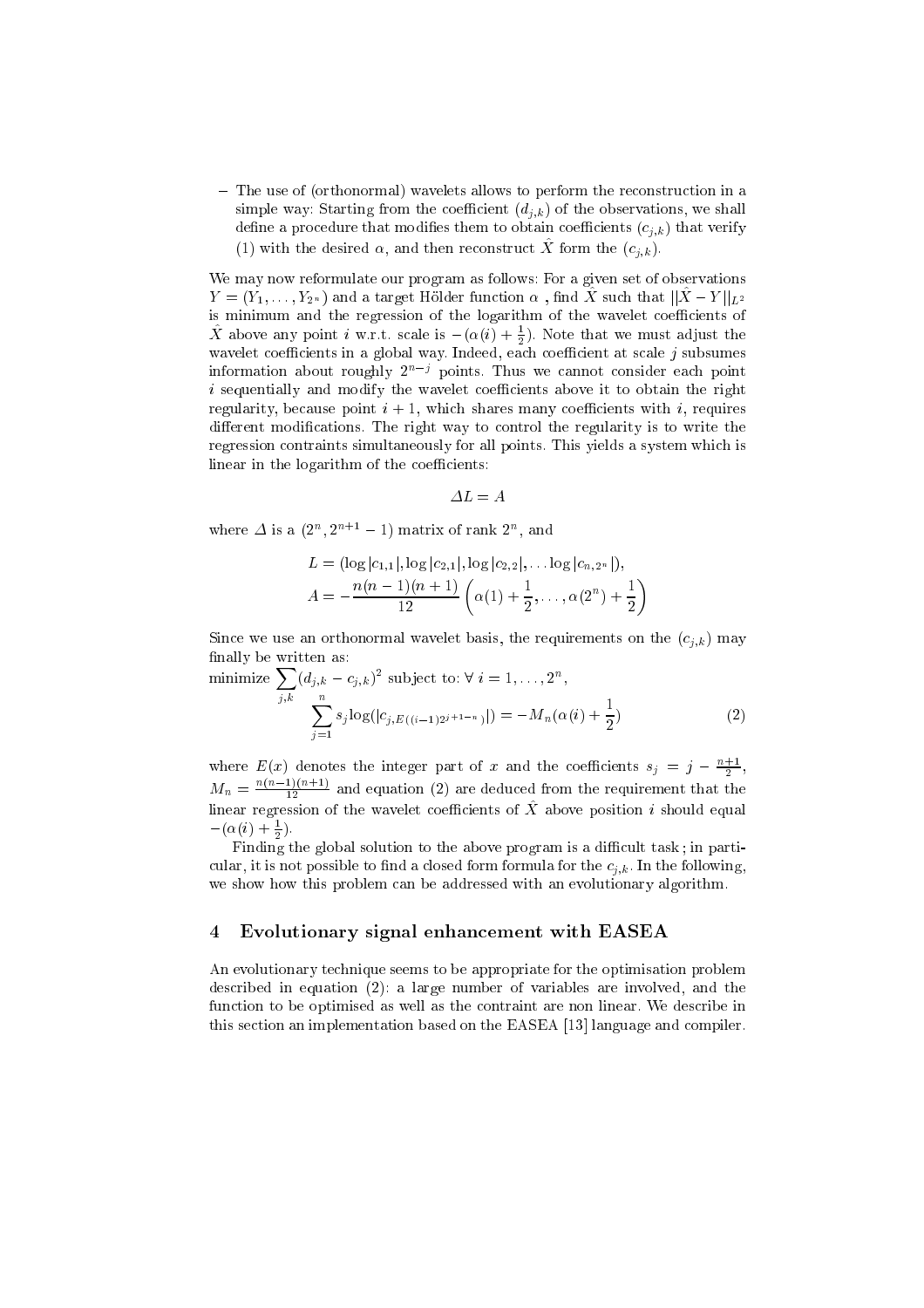– The use of (orthonormal) wavelets allows to perform the reconstruction in a simple way: Starting from the coefficient $(d_{j,k})$ of the observations, we shall define a procedure that modifies them to obtain coefficients $(c_{j,k})$ that verify (1) with the desired $\alpha$, and then reconstruct $\hat{X}$ form the $(c_{j,k})$.

We may now reformulate our program as follows: For a given set of observations $Y = (Y_1, \ldots, Y_{2^n})$ and a target Hölder function $\alpha$ , find $\hat{X}$ such that $||\hat{X} - Y||_{L^2}$ is minimum and the regression of the logarithm of the wavelet coefficients of $\hat{X}$ above any point $i$ w.r.t. scale is $-(\alpha(i) + \frac{1}{2})$. Note that we must adjust the wavelet coefficients in a global way. Indeed, each coefficient at scale $j$ subsumes information about roughly $2^{n-j}$ points. Thus we cannot consider each point $i$ sequentially and modify the wavelet coefficients above it to obtain the right regularity, because point $i+1$, which shares many coefficients with $i$, requires different modifications. The right way to control the regularity is to write the regression contraints simultaneously for all points. This yields a system which is linear in the logarithm of the coefficients:

$$\Delta L = A$$

where $\Delta$ is a $(2^n, 2^{n+1} - 1)$ matrix of rank $2^n$, and

$$L = (\log |c_{1,1}|, \log |c_{2,1}|, \log |c_{2,2}|, \ldots \log |c_{n,2^n}|),$$
$$A = -\frac{n(n-1)(n+1)}{12} \left( \alpha(1) + \frac{1}{2}, \ldots, \alpha(2^n) + \frac{1}{2} \right)$$

Since we use an orthonormal wavelet basis, the requirements on the $(c_{j,k})$ may finally be written as:

$$\text{minimize} \sum_{j,k} (d_{j,k} - c_{j,k})^2 \text{ subject to: } \forall\, i = 1, \ldots, 2^n,$$
$$\sum_{j=1}^{n} s_j \log(|c_{j,E((i-1)2^{j+1-n})}|) = -M_n(\alpha(i) + \frac{1}{2}) \qquad (2)$$

where $E(x)$ denotes the integer part of $x$ and the coefficients $s_j = j - \frac{n+1}{2}$, $M_n = \frac{n(n-1)(n+1)}{12}$ and equation (2) are deduced from the requirement that the linear regression of the wavelet coefficients of $\hat{X}$ above position $i$ should equal $-(\alpha(i) + \frac{1}{2})$.

Finding the global solution to the above program is a difficult task ; in particular, it is not possible to find a closed form formula for the $c_{j,k}$. In the following, we show how this problem can be addressed with an evolutionary algorithm.

## 4 Evolutionary signal enhancement with EASEA

An evolutionary technique seems to be appropriate for the optimisation problem described in equation (2): a large number of variables are involved, and the function to be optimised as well as the contraint are non linear. We describe in this section an implementation based on the EASEA [13] language and compiler.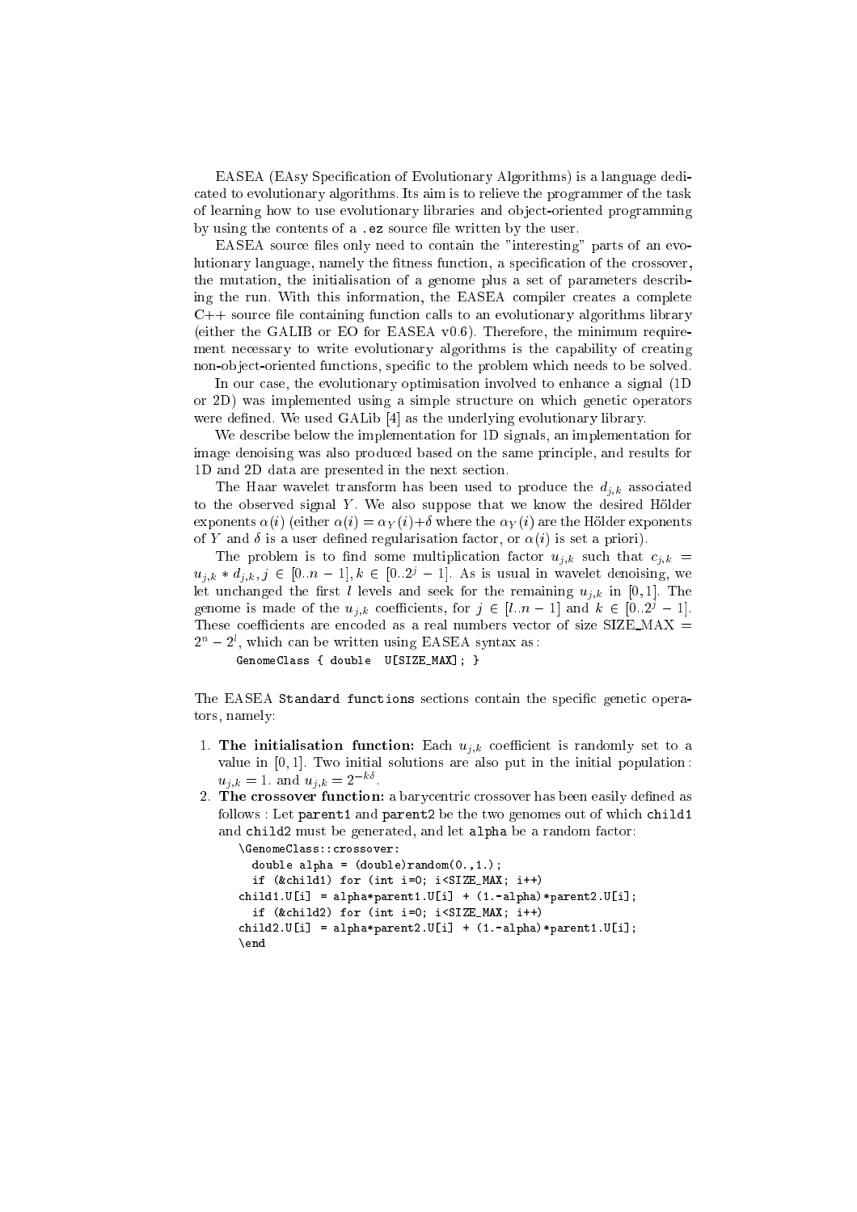EASEA (EAsy Specification of Evolutionary Algorithms) is a language dedicated to evolutionary algorithms. Its aim is to relieve the programmer of the task of learning how to use evolutionary libraries and object-oriented programming by using the contents of a `.ez` source file written by the user.

EASEA source files only need to contain the "interesting" parts of an evolutionary language, namely the fitness function, a specification of the crossover, the mutation, the initialisation of a genome plus a set of parameters describing the run. With this information, the EASEA compiler creates a complete C++ source file containing function calls to an evolutionary algorithms library (either the GALIB or EO for EASEA v0.6). Therefore, the minimum requirement necessary to write evolutionary algorithms is the capability of creating non-object-oriented functions, specific to the problem which needs to be solved.

In our case, the evolutionary optimisation involved to enhance a signal (1D or 2D) was implemented using a simple structure on which genetic operators were defined. We used GALib [4] as the underlying evolutionary library.

We describe below the implementation for 1D signals, an implementation for image denoising was also produced based on the same principle, and results for 1D and 2D data are presented in the next section.

The Haar wavelet transform has been used to produce the $d_{j,k}$ associated to the observed signal $Y$. We also suppose that we know the desired Hölder exponents $\alpha(i)$ (either $\alpha(i) = \alpha_Y(i) + \delta$ where the $\alpha_Y(i)$ are the Hölder exponents of $Y$ and $\delta$ is a user defined regularisation factor, or $\alpha(i)$ is set a priori).

The problem is to find some multiplication factor $u_{j,k}$ such that $c_{j,k} = u_{j,k} * d_{j,k}, j \in [0..n-1], k \in [0..2^j - 1]$. As is usual in wavelet denoising, we let unchanged the first $l$ levels and seek for the remaining $u_{j,k}$ in $[0, 1]$. The genome is made of the $u_{j,k}$ coefficients, for $j \in [l..n-1]$ and $k \in [0..2^j - 1]$. These coefficients are encoded as a real numbers vector of size SIZE_MAX $= 2^n - 2^l$, which can be written using EASEA syntax as:

```
GenomeClass { double  U[SIZE_MAX]; }
```

The EASEA `Standard functions` sections contain the specific genetic operators, namely:

1. **The initialisation function:** Each $u_{j,k}$ coefficient is randomly set to a value in $[0, 1]$. Two initial solutions are also put in the initial population: $u_{j,k} = 1.$ and $u_{j,k} = 2^{-k\delta}$.
2. **The crossover function:** a barycentric crossover has been easily defined as follows : Let `parent1` and `parent2` be the two genomes out of which `child1` and `child2` must be generated, and let `alpha` be a random factor:

```
\GenomeClass::crossover:
  double alpha = (double)random(0.,1.);
  if (&child1) for (int i=0; i<SIZE_MAX; i++)
child1.U[i] = alpha*parent1.U[i] + (1.-alpha)*parent2.U[i];
  if (&child2) for (int i=0; i<SIZE_MAX; i++)
child2.U[i] = alpha*parent2.U[i] + (1.-alpha)*parent1.U[i];
\end
```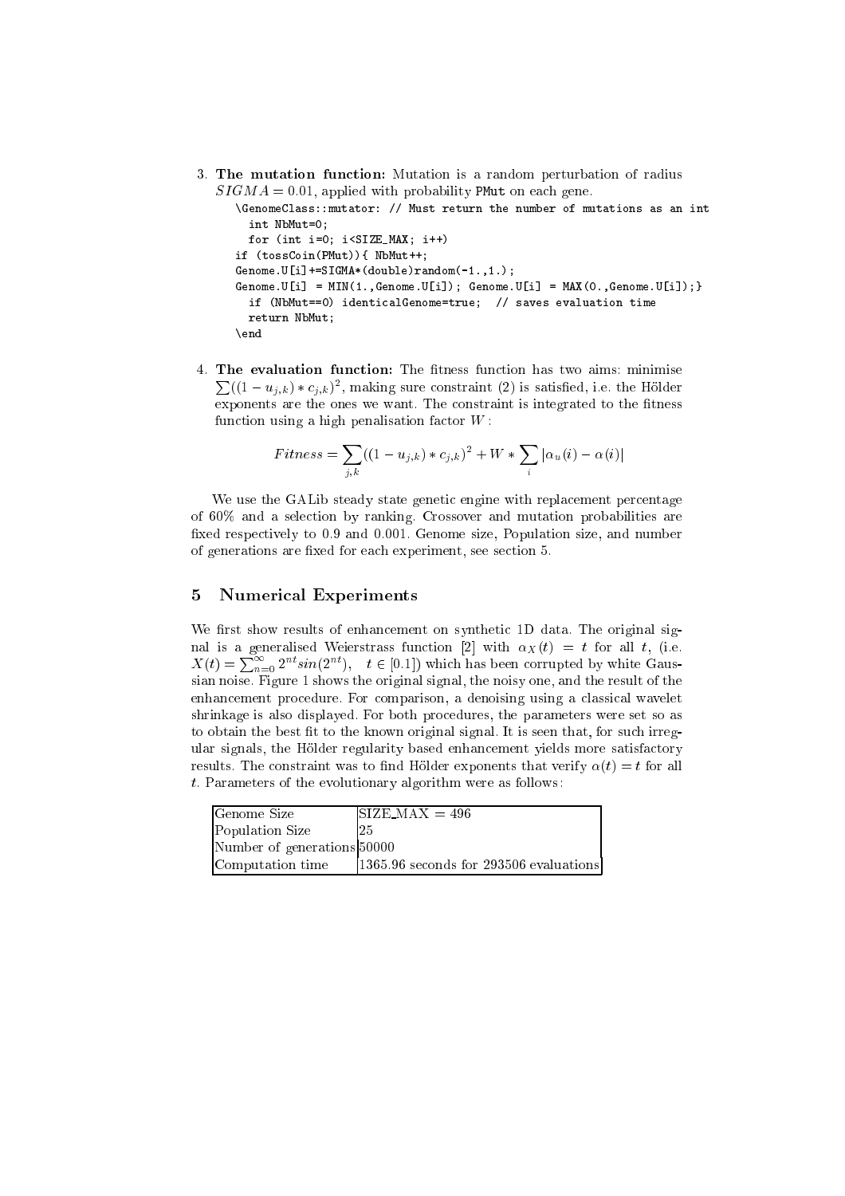3. **The mutation function:** Mutation is a random perturbation of radius $SIGMA = 0.01$, applied with probability `PMut` on each gene.

```
\GenomeClass::mutator: // Must return the number of mutations as an int
  int NbMut=0;
  for (int i=0; i<SIZE_MAX; i++)
if (tossCoin(PMut)){ NbMut++;
Genome.U[i]+=SIGMA*(double)random(-1.,1.);
Genome.U[i] = MIN(1.,Genome.U[i]); Genome.U[i] = MAX(0.,Genome.U[i]);}
  if (NbMut==0) identicalGenome=true;  // saves evaluation time
  return NbMut;
\end
```

4. **The evaluation function:** The fitness function has two aims: minimise $\sum((1-u_{j,k})*c_{j,k})^2$, making sure constraint (2) is satisfied, i.e. the Hölder exponents are the ones we want. The constraint is integrated to the fitness function using a high penalisation factor $W$:

$$Fitness = \sum_{j,k}((1-u_{j,k})*c_{j,k})^2 + W * \sum_i |\alpha_u(i) - \alpha(i)|$$

We use the GALib steady state genetic engine with replacement percentage of 60% and a selection by ranking. Crossover and mutation probabilities are fixed respectively to 0.9 and 0.001. Genome size, Population size, and number of generations are fixed for each experiment, see section 5.

## 5 Numerical Experiments

We first show results of enhancement on synthetic 1D data. The original signal is a generalised Weierstrass function [2] with $\alpha_X(t) = t$ for all $t$, (i.e. $X(t) = \sum_{n=0}^{\infty} 2^{nt} sin(2^{nt}), \quad t \in [0.1]$) which has been corrupted by white Gaussian noise. Figure 1 shows the original signal, the noisy one, and the result of the enhancement procedure. For comparison, a denoising using a classical wavelet shrinkage is also displayed. For both procedures, the parameters were set so as to obtain the best fit to the known original signal. It is seen that, for such irregular signals, the Hölder regularity based enhancement yields more satisfactory results. The constraint was to find Hölder exponents that verify $\alpha(t) = t$ for all $t$. Parameters of the evolutionary algorithm were as follows:

| | |
|---|---|
| Genome Size | SIZE_MAX = 496 |
| Population Size | 25 |
| Number of generations | 50000 |
| Computation time | 1365.96 seconds for 293506 evaluations |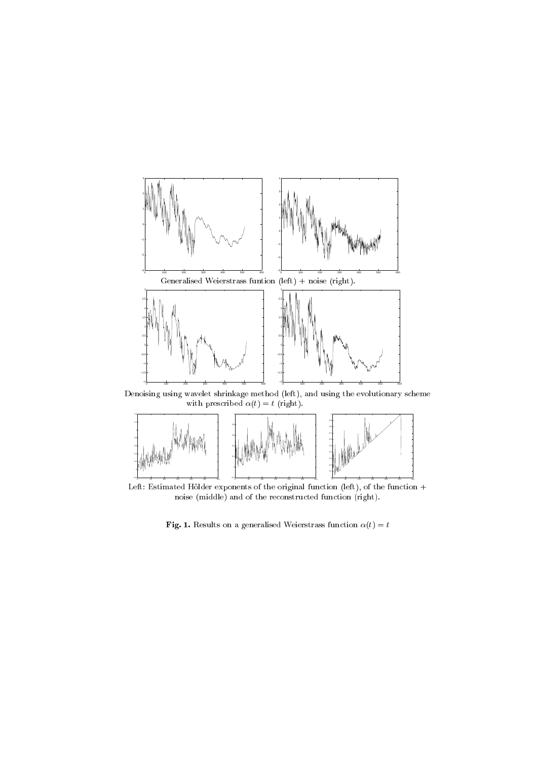Generalised Weierstrass funtion (left) + noise (right).

Denoising using wavelet shrinkage method (left), and using the evolutionary scheme with prescribed $\alpha(t) = t$ (right).

Left: Estimated Hölder exponents of the original function (left), of the function + noise (middle) and of the reconstructed function (right).

**Fig. 1.** Results on a generalised Weierstrass function $\alpha(t) = t$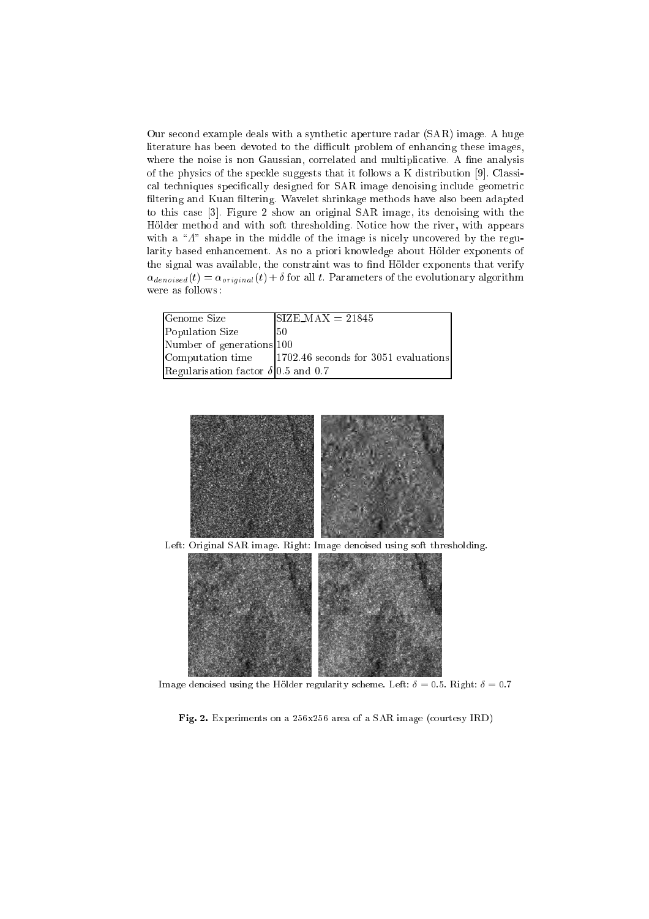Our second example deals with a synthetic aperture radar (SAR) image. A huge literature has been devoted to the difficult problem of enhancing these images, where the noise is non Gaussian, correlated and multiplicative. A fine analysis of the physics of the speckle suggests that it follows a K distribution [9]. Classical techniques specifically designed for SAR image denoising include geometric filtering and Kuan filtering. Wavelet shrinkage methods have also been adapted to this case [3]. Figure 2 show an original SAR image, its denoising with the Hölder method and with soft thresholding. Notice how the river, with appears with a "Λ" shape in the middle of the image is nicely uncovered by the regularity based enhancement. As no a priori knowledge about Hölder exponents of the signal was available, the constraint was to find Hölder exponents that verify $\alpha_{denoised}(t) = \alpha_{original}(t) + \delta$ for all $t$. Parameters of the evolutionary algorithm were as follows :

| Genome Size | SIZE_MAX = 21845 |
|---|---|
| Population Size | 50 |
| Number of generations | 100 |
| Computation time | 1702.46 seconds for 3051 evaluations |
| Regularisation factor $\delta$ | 0.5 and 0.7 |

Left: Original SAR image. Right: Image denoised using soft thresholding.

Image denoised using the Hölder regularity scheme. Left: $\delta = 0.5$. Right: $\delta = 0.7$

**Fig. 2.** Experiments on a 256x256 area of a SAR image (courtesy IRD)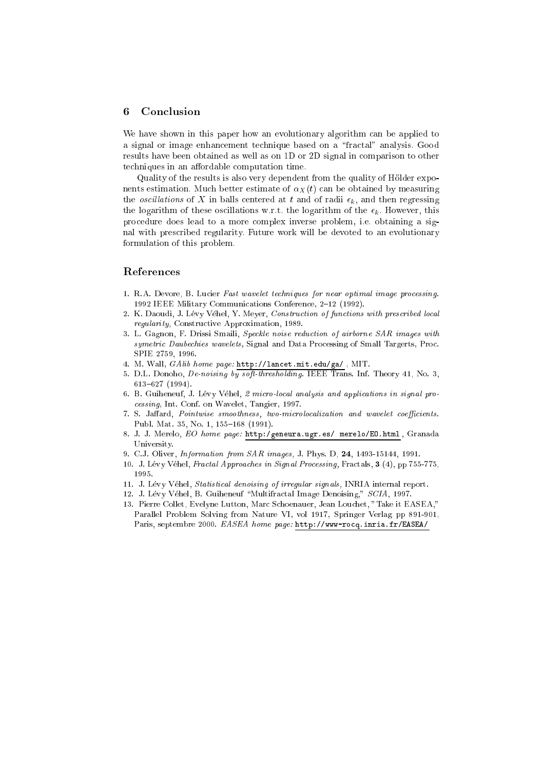## 6 Conclusion

We have shown in this paper how an evolutionary algorithm can be applied to a signal or image enhancement technique based on a "fractal" analysis. Good results have been obtained as well as on 1D or 2D signal in comparison to other techniques in an affordable computation time.

Quality of the results is also very dependent from the quality of Hölder exponents estimation. Much better estimate of $\alpha_X(t)$ can be obtained by measuring the *oscillations* of $X$ in balls centered at $t$ and of radii $\epsilon_k$, and then regressing the logarithm of these oscillations w.r.t. the logarithm of the $\epsilon_k$. However, this procedure does lead to a more complex inverse problem, i.e. obtaining a signal with prescribed regularity. Future work will be devoted to an evolutionary formulation of this problem.

## References

1. R.A. Devore, B. Lucier *Fast wavelet techniques for near optimal image processing.* 1992 IEEE Military Communications Conference, 2–12 (1992).
2. K. Daoudi, J. Lévy Véhel, Y. Meyer, *Construction of functions with prescribed local regularity,* Constructive Approximation, 1989.
3. L. Gagnon, F. Drissi Smaili, *Speckle noise reduction of airborne SAR images with symetric Daubechies wavelets,* Signal and Data Processing of Small Targerts, Proc. SPIE 2759, 1996.
4. M. Wall, *GAlib home page:* http://lancet.mit.edu/ga/ , MIT.
5. D.L. Donoho, *De-noising by soft-thresholding.* IEEE Trans. Inf. Theory 41, No. 3, 613–627 (1994).
6. B. Guiheneuf, J. Lévy Véhel, *2 micro-local analysis and applications in signal processing,* Int. Conf. on Wavelet, Tangier, 1997.
7. S. Jaffard, *Pointwise smoothness, two-microlocalization and wavelet coefficients.* Publ. Mat. 35, No. 1, 155–168 (1991).
8. J. J. Merelo, *EO home page:* http:/geneura.ugr.es/ merelo/EO.html , Granada University.
9. C.J. Oliver, *Information from SAR images,* J. Phys. D, **24**, 1493-15144, 1991.
10. J. Lévy Véhel, *Fractal Approaches in Signal Processing,* Fractals, **3** (4), pp 755-775, 1995.
11. J. Lévy Véhel, *Statistical denoising of irregular signals,* INRIA internal report.
12. J. Lévy Véhel, B. Guiheneuf "Multifractal Image Denoising," *SCIA*, 1997.
13. Pierre Collet, Evelyne Lutton, Marc Schoenauer, Jean Louchet, "Take it EASEA," Parallel Problem Solving from Nature VI, vol 1917, Springer Verlag pp 891-901, Paris, septembre 2000. *EASEA home page:* http://www-rocq.inria.fr/EASEA/